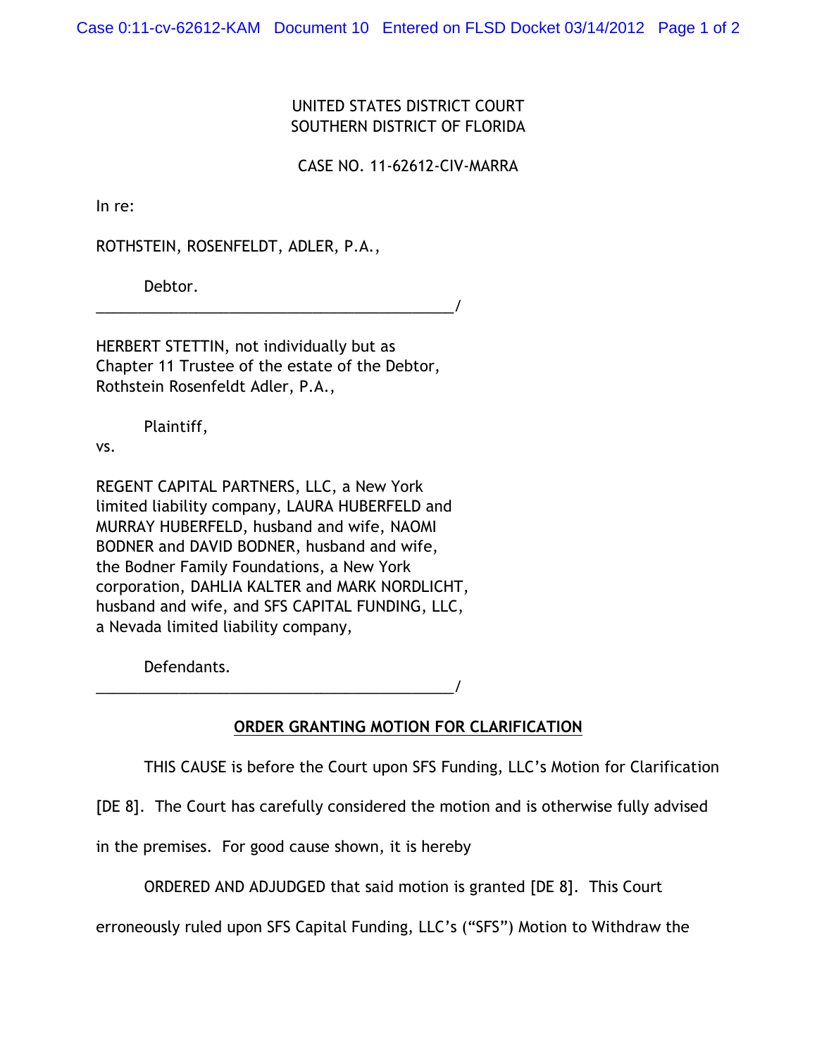UNITED STATES DISTRICT COURT
SOUTHERN DISTRICT OF FLORIDA

CASE NO. 11-62612-CIV-MARRA

In re:

ROTHSTEIN, ROSENFELDT, ADLER, P.A.,

Debtor.
_____________________________________________/

HERBERT STETTIN, not individually but as Chapter 11 Trustee of the estate of the Debtor, Rothstein Rosenfeldt Adler, P.A.,

Plaintiff,

vs.

REGENT CAPITAL PARTNERS, LLC, a New York limited liability company, LAURA HUBERFELD and MURRAY HUBERFELD, husband and wife, NAOMI BODNER and DAVID BODNER, husband and wife, the Bodner Family Foundations, a New York corporation, DAHLIA KALTER and MARK NORDLICHT, husband and wife, and SFS CAPITAL FUNDING, LLC, a Nevada limited liability company,

Defendants.
_____________________________________________/

**ORDER GRANTING MOTION FOR CLARIFICATION**

THIS CAUSE is before the Court upon SFS Funding, LLC's Motion for Clarification [DE 8]. The Court has carefully considered the motion and is otherwise fully advised in the premises. For good cause shown, it is hereby

ORDERED AND ADJUDGED that said motion is granted [DE 8]. This Court erroneously ruled upon SFS Capital Funding, LLC's ("SFS") Motion to Withdraw the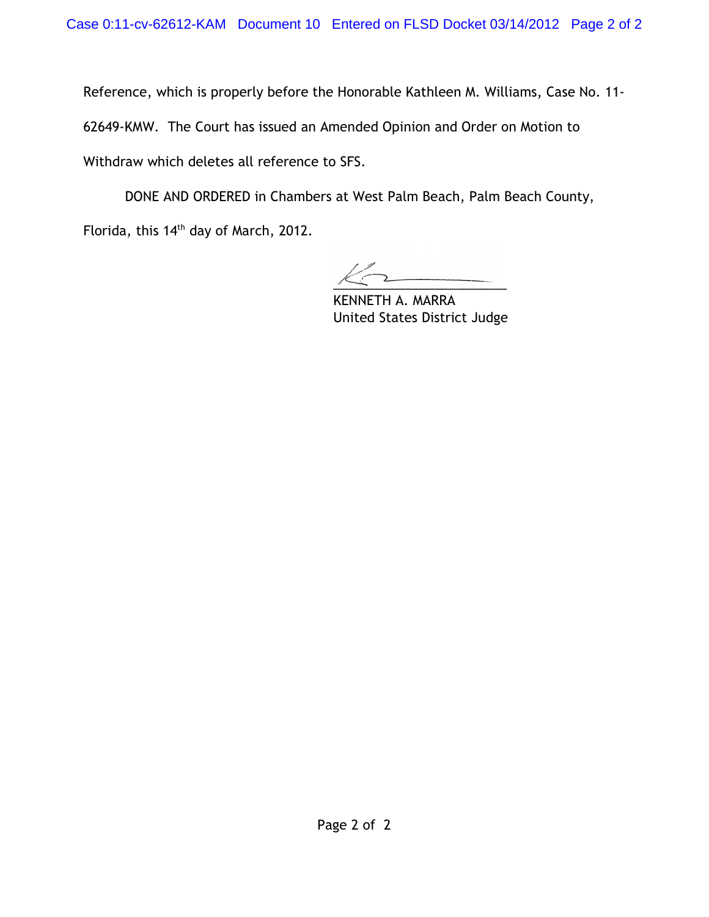Reference, which is properly before the Honorable Kathleen M. Williams, Case No. 11-62649-KMW. The Court has issued an Amended Opinion and Order on Motion to Withdraw which deletes all reference to SFS.

DONE AND ORDERED in Chambers at West Palm Beach, Palm Beach County, Florida, this 14th day of March, 2012.

KENNETH A. MARRA
United States District Judge